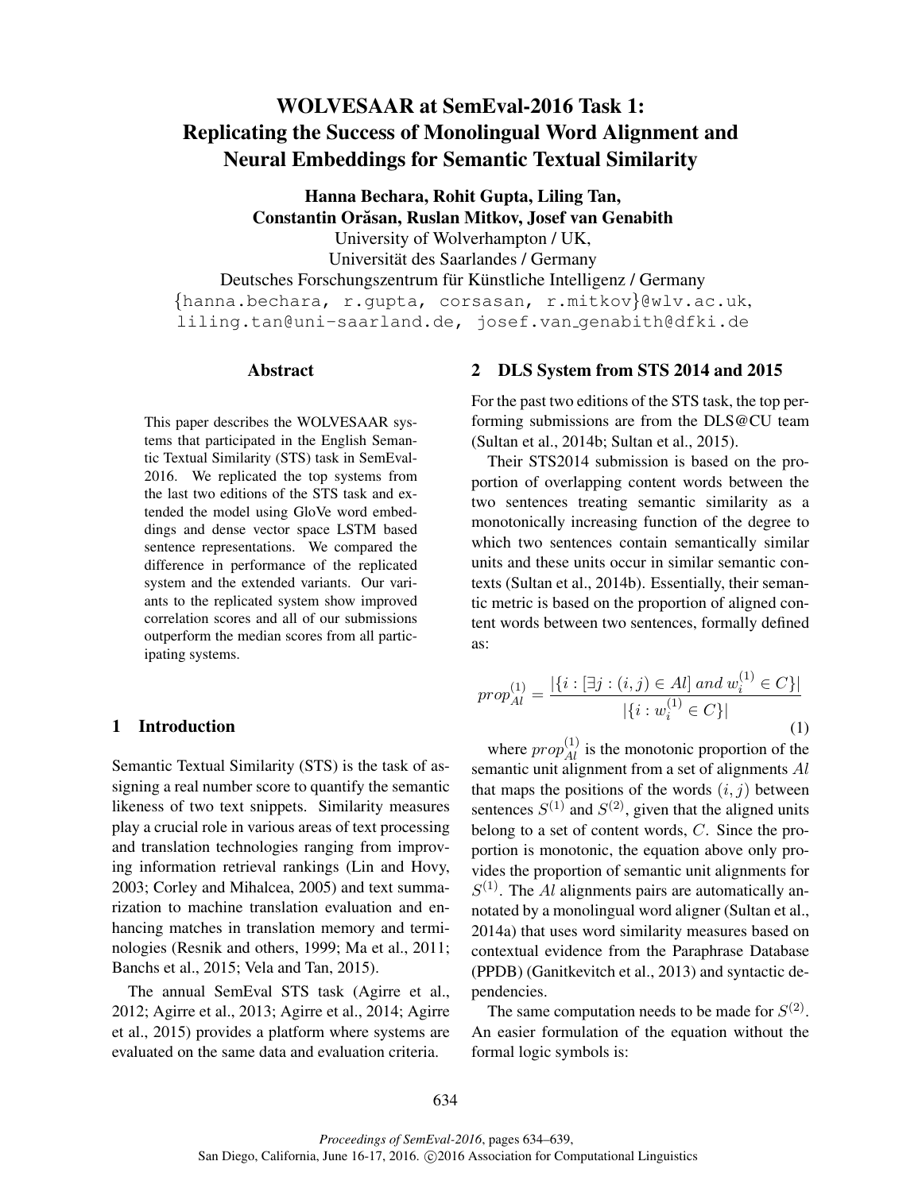# WOLVESAAR at SemEval-2016 Task 1: Replicating the Success of Monolingual Word Alignment and Neural Embeddings for Semantic Textual Similarity

**Hanna Bechara, Rohit Gupta, Liling Tan, Constantin Orăsan, Ruslan Mitkov, Josef van Genabith**

University of Wolverhampton / UK,
Universität des Saarlandes / Germany
Deutsches Forschungszentrum für Künstliche Intelligenz / Germany

{hanna.bechara, r.gupta, corsasan, r.mitkov}@wlv.ac.uk,
liling.tan@uni-saarland.de, josef.van_genabith@dfki.de

### Abstract

This paper describes the WOLVESAAR systems that participated in the English Semantic Textual Similarity (STS) task in SemEval-2016. We replicated the top systems from the last two editions of the STS task and extended the model using GloVe word embeddings and dense vector space LSTM based sentence representations. We compared the difference in performance of the replicated system and the extended variants. Our variants to the replicated system show improved correlation scores and all of our submissions outperform the median scores from all participating systems.

## 1 Introduction

Semantic Textual Similarity (STS) is the task of assigning a real number score to quantify the semantic likeness of two text snippets. Similarity measures play a crucial role in various areas of text processing and translation technologies ranging from improving information retrieval rankings (Lin and Hovy, 2003; Corley and Mihalcea, 2005) and text summarization to machine translation evaluation and enhancing matches in translation memory and terminologies (Resnik and others, 1999; Ma et al., 2011; Banchs et al., 2015; Vela and Tan, 2015).

The annual SemEval STS task (Agirre et al., 2012; Agirre et al., 2013; Agirre et al., 2014; Agirre et al., 2015) provides a platform where systems are evaluated on the same data and evaluation criteria.

## 2 DLS System from STS 2014 and 2015

For the past two editions of the STS task, the top performing submissions are from the DLS@CU team (Sultan et al., 2014b; Sultan et al., 2015).

Their STS2014 submission is based on the proportion of overlapping content words between the two sentences treating semantic similarity as a monotonically increasing function of the degree to which two sentences contain semantically similar units and these units occur in similar semantic contexts (Sultan et al., 2014b). Essentially, their semantic metric is based on the proportion of aligned content words between two sentences, formally defined as:

$$prop_{Al}^{(1)} = \frac{|\{i : [\exists j : (i,j) \in Al] \; and \; w_i^{(1)} \in C\}|}{|\{i : w_i^{(1)} \in C\}|} \tag{1}$$

where $prop_{Al}^{(1)}$ is the monotonic proportion of the semantic unit alignment from a set of alignments $Al$ that maps the positions of the words $(i, j)$ between sentences $S^{(1)}$ and $S^{(2)}$, given that the aligned units belong to a set of content words, $C$. Since the proportion is monotonic, the equation above only provides the proportion of semantic unit alignments for $S^{(1)}$. The $Al$ alignments pairs are automatically annotated by a monolingual word aligner (Sultan et al., 2014a) that uses word similarity measures based on contextual evidence from the Paraphrase Database (PPDB) (Ganitkevitch et al., 2013) and syntactic dependencies.

The same computation needs to be made for $S^{(2)}$. An easier formulation of the equation without the formal logic symbols is: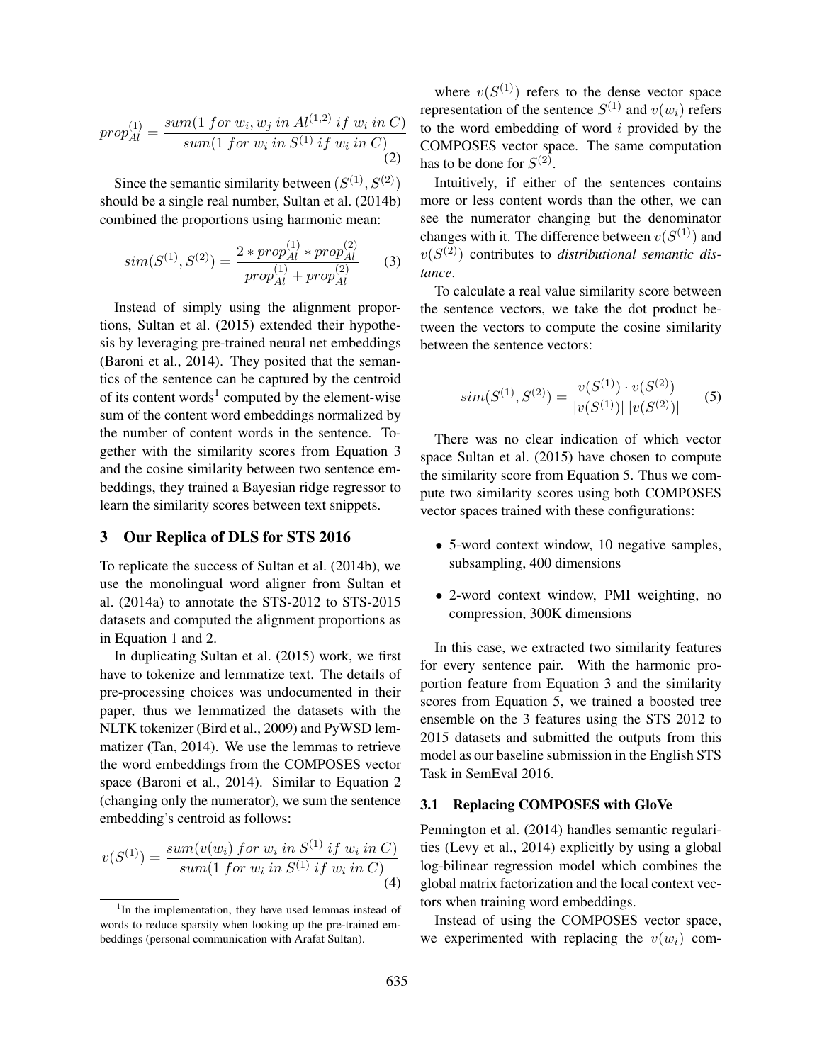$$prop_{Al}^{(1)} = \frac{sum(1\ for\ w_i, w_j\ in\ Al^{(1,2)}\ if\ w_i\ in\ C)}{sum(1\ for\ w_i\ in\ S^{(1)}\ if\ w_i\ in\ C)} \tag{2}$$

Since the semantic similarity between $(S^{(1)}, S^{(2)})$ should be a single real number, Sultan et al. (2014b) combined the proportions using harmonic mean:

$$sim(S^{(1)}, S^{(2)}) = \frac{2 * prop_{Al}^{(1)} * prop_{Al}^{(2)}}{prop_{Al}^{(1)} + prop_{Al}^{(2)}} \tag{3}$$

Instead of simply using the alignment proportions, Sultan et al. (2015) extended their hypothesis by leveraging pre-trained neural net embeddings (Baroni et al., 2014). They posited that the semantics of the sentence can be captured by the centroid of its content words[1] computed by the element-wise sum of the content word embeddings normalized by the number of content words in the sentence. Together with the similarity scores from Equation 3 and the cosine similarity between two sentence embeddings, they trained a Bayesian ridge regressor to learn the similarity scores between text snippets.

## 3 Our Replica of DLS for STS 2016

To replicate the success of Sultan et al. (2014b), we use the monolingual word aligner from Sultan et al. (2014a) to annotate the STS-2012 to STS-2015 datasets and computed the alignment proportions as in Equation 1 and 2.

In duplicating Sultan et al. (2015) work, we first have to tokenize and lemmatize text. The details of pre-processing choices was undocumented in their paper, thus we lemmatized the datasets with the NLTK tokenizer (Bird et al., 2009) and PyWSD lemmatizer (Tan, 2014). We use the lemmas to retrieve the word embeddings from the COMPOSES vector space (Baroni et al., 2014). Similar to Equation 2 (changing only the numerator), we sum the sentence embedding's centroid as follows:

$$v(S^{(1)}) = \frac{sum(v(w_i)\ for\ w_i\ in\ S^{(1)}\ if\ w_i\ in\ C)}{sum(1\ for\ w_i\ in\ S^{(1)}\ if\ w_i\ in\ C)} \tag{4}$$

[1] In the implementation, they have used lemmas instead of words to reduce sparsity when looking up the pre-trained embeddings (personal communication with Arafat Sultan).

where $v(S^{(1)})$ refers to the dense vector space representation of the sentence $S^{(1)}$ and $v(w_i)$ refers to the word embedding of word $i$ provided by the COMPOSES vector space. The same computation has to be done for $S^{(2)}$.

Intuitively, if either of the sentences contains more or less content words than the other, we can see the numerator changing but the denominator changes with it. The difference between $v(S^{(1)})$ and $v(S^{(2)})$ contributes to *distributional semantic distance*.

To calculate a real value similarity score between the sentence vectors, we take the dot product between the vectors to compute the cosine similarity between the sentence vectors:

$$sim(S^{(1)}, S^{(2)}) = \frac{v(S^{(1)}) \cdot v(S^{(2)})}{|v(S^{(1)})|\ |v(S^{(2)})|} \tag{5}$$

There was no clear indication of which vector space Sultan et al. (2015) have chosen to compute the similarity score from Equation 5. Thus we compute two similarity scores using both COMPOSES vector spaces trained with these configurations:

- 5-word context window, 10 negative samples, subsampling, 400 dimensions
- 2-word context window, PMI weighting, no compression, 300K dimensions

In this case, we extracted two similarity features for every sentence pair. With the harmonic proportion feature from Equation 3 and the similarity scores from Equation 5, we trained a boosted tree ensemble on the 3 features using the STS 2012 to 2015 datasets and submitted the outputs from this model as our baseline submission in the English STS Task in SemEval 2016.

### 3.1 Replacing COMPOSES with GloVe

Pennington et al. (2014) handles semantic regularities (Levy et al., 2014) explicitly by using a global log-bilinear regression model which combines the global matrix factorization and the local context vectors when training word embeddings.

Instead of using the COMPOSES vector space, we experimented with replacing the $v(w_i)$ com-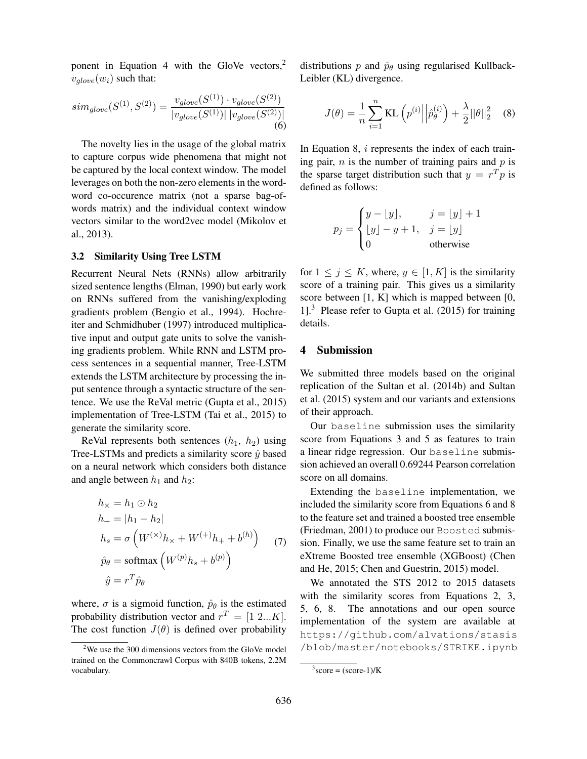ponent in Equation 4 with the GloVe vectors,[2] $v_{glove}(w_i)$ such that:

$$sim_{glove}(S^{(1)}, S^{(2)}) = \frac{v_{glove}(S^{(1)}) \cdot v_{glove}(S^{(2)})}{|v_{glove}(S^{(1)})| \, |v_{glove}(S^{(2)})|} \quad (6)$$

The novelty lies in the usage of the global matrix to capture corpus wide phenomena that might not be captured by the local context window. The model leverages on both the non-zero elements in the word-word co-occurence matrix (not a sparse bag-of-words matrix) and the individual context window vectors similar to the word2vec model (Mikolov et al., 2013).

### 3.2 Similarity Using Tree LSTM

Recurrent Neural Nets (RNNs) allow arbitrarily sized sentence lengths (Elman, 1990) but early work on RNNs suffered from the vanishing/exploding gradients problem (Bengio et al., 1994). Hochreiter and Schmidhuber (1997) introduced multiplicative input and output gate units to solve the vanishing gradients problem. While RNN and LSTM process sentences in a sequential manner, Tree-LSTM extends the LSTM architecture by processing the input sentence through a syntactic structure of the sentence. We use the ReVal metric (Gupta et al., 2015) implementation of Tree-LSTM (Tai et al., 2015) to generate the similarity score.

ReVal represents both sentences ($h_1$, $h_2$) using Tree-LSTMs and predicts a similarity score $\hat{y}$ based on a neural network which considers both distance and angle between $h_1$ and $h_2$:

$$\begin{aligned}
h_{\times} &= h_1 \odot h_2 \\
h_{+} &= |h_1 - h_2| \\
h_s &= \sigma\left(W^{(\times)} h_{\times} + W^{(+)} h_{+} + b^{(h)}\right) \\
\hat{p}_\theta &= \text{softmax}\left(W^{(p)} h_s + b^{(p)}\right) \\
\hat{y} &= r^T \hat{p}_\theta
\end{aligned} \quad (7)$$

where, $\sigma$ is a sigmoid function, $\hat{p}_\theta$ is the estimated probability distribution vector and $r^T = [1 \; 2 ... K]$. The cost function $J(\theta)$ is defined over probability distributions $p$ and $\hat{p}_\theta$ using regularised Kullback-Leibler (KL) divergence.

$$J(\theta) = \frac{1}{n} \sum_{i=1}^{n} \text{KL}\left(p^{(i)} \middle|\middle| \hat{p}_\theta^{(i)}\right) + \frac{\lambda}{2} ||\theta||_2^2 \quad (8)$$

In Equation 8, $i$ represents the index of each training pair, $n$ is the number of training pairs and $p$ is the sparse target distribution such that $y = r^T p$ is defined as follows:

$$p_j = \begin{cases} y - \lfloor y \rfloor, & j = \lfloor y \rfloor + 1 \\ \lfloor y \rfloor - y + 1, & j = \lfloor y \rfloor \\ 0 & \text{otherwise} \end{cases}$$

for $1 \leq j \leq K$, where, $y \in [1, K]$ is the similarity score of a training pair. This gives us a similarity score between [1, K] which is mapped between [0, 1].[3] Please refer to Gupta et al. (2015) for training details.

## 4 Submission

We submitted three models based on the original replication of the Sultan et al. (2014b) and Sultan et al. (2015) system and our variants and extensions of their approach.

Our `baseline` submission uses the similarity score from Equations 3 and 5 as features to train a linear ridge regression. Our `baseline` submission achieved an overall 0.69244 Pearson correlation score on all domains.

Extending the `baseline` implementation, we included the similarity score from Equations 6 and 8 to the feature set and trained a boosted tree ensemble (Friedman, 2001) to produce our `Boosted` submission. Finally, we use the same feature set to train an eXtreme Boosted tree ensemble (XGBoost) (Chen and He, 2015; Chen and Guestrin, 2015) model.

We annotated the STS 2012 to 2015 datasets with the similarity scores from Equations 2, 3, 5, 6, 8. The annotations and our open source implementation of the system are available at `https://github.com/alvations/stasis/blob/master/notebooks/STRIKE.ipynb`

[2] We use the 300 dimensions vectors from the GloVe model trained on the Commoncrawl Corpus with 840B tokens, 2.2M vocabulary.

[3] score = (score-1)/K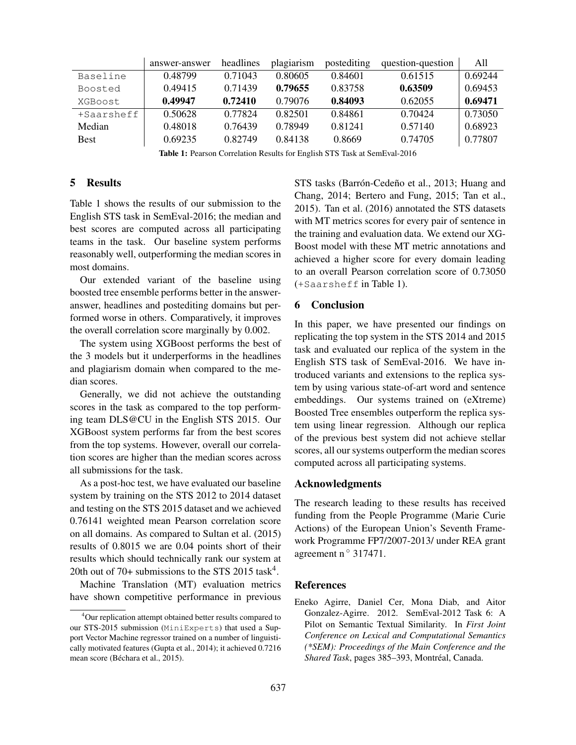| | answer-answer | headlines | plagiarism | postediting | question-question | All |
|---|---|---|---|---|---|---|
| Baseline | 0.48799 | 0.71043 | 0.80605 | 0.84601 | 0.61515 | 0.69244 |
| Boosted | 0.49415 | 0.71439 | **0.79655** | 0.83758 | **0.63509** | 0.69453 |
| XGBoost | **0.49947** | **0.72410** | 0.79076 | **0.84093** | 0.62055 | **0.69471** |
| +Saarsheff | 0.50628 | 0.77824 | 0.82501 | 0.84861 | 0.70424 | 0.73050 |
| Median | 0.48018 | 0.76439 | 0.78949 | 0.81241 | 0.57140 | 0.68923 |
| Best | 0.69235 | 0.82749 | 0.84138 | 0.8669 | 0.74705 | 0.77807 |

**Table 1:** Pearson Correlation Results for English STS Task at SemEval-2016

## 5 Results

Table 1 shows the results of our submission to the English STS task in SemEval-2016; the median and best scores are computed across all participating teams in the task. Our baseline system performs reasonably well, outperforming the median scores in most domains.

Our extended variant of the baseline using boosted tree ensemble performs better in the answer-answer, headlines and postediting domains but performed worse in others. Comparatively, it improves the overall correlation score marginally by 0.002.

The system using XGBoost performs the best of the 3 models but it underperforms in the headlines and plagiarism domain when compared to the median scores.

Generally, we did not achieve the outstanding scores in the task as compared to the top performing team DLS@CU in the English STS 2015. Our XGBoost system performs far from the best scores from the top systems. However, overall our correlation scores are higher than the median scores across all submissions for the task.

As a post-hoc test, we have evaluated our baseline system by training on the STS 2012 to 2014 dataset and testing on the STS 2015 dataset and we achieved 0.76141 weighted mean Pearson correlation score on all domains. As compared to Sultan et al. (2015) results of 0.8015 we are 0.04 points short of their results which should technically rank our system at 20th out of 70+ submissions to the STS 2015 task[4].

Machine Translation (MT) evaluation metrics have shown competitive performance in previous STS tasks (Barrón-Cedeño et al., 2013; Huang and Chang, 2014; Bertero and Fung, 2015; Tan et al., 2015). Tan et al. (2016) annotated the STS datasets with MT metrics scores for every pair of sentence in the training and evaluation data. We extend our XGBoost model with these MT metric annotations and achieved a higher score for every domain leading to an overall Pearson correlation score of 0.73050 (+Saarsheff in Table 1).

[4]Our replication attempt obtained better results compared to our STS-2015 submission (MiniExperts) that used a Support Vector Machine regressor trained on a number of linguistically motivated features (Gupta et al., 2014); it achieved 0.7216 mean score (Béchara et al., 2015).

## 6 Conclusion

In this paper, we have presented our findings on replicating the top system in the STS 2014 and 2015 task and evaluated our replica of the system in the English STS task of SemEval-2016. We have introduced variants and extensions to the replica system by using various state-of-art word and sentence embeddings. Our systems trained on (eXtreme) Boosted Tree ensembles outperform the replica system using linear regression. Although our replica of the previous best system did not achieve stellar scores, all our systems outperform the median scores computed across all participating systems.

## Acknowledgments

The research leading to these results has received funding from the People Programme (Marie Curie Actions) of the European Union's Seventh Framework Programme FP7/2007-2013/ under REA grant agreement n ° 317471.

## References

Eneko Agirre, Daniel Cer, Mona Diab, and Aitor Gonzalez-Agirre. 2012. SemEval-2012 Task 6: A Pilot on Semantic Textual Similarity. In *First Joint Conference on Lexical and Computational Semantics (*SEM): Proceedings of the Main Conference and the Shared Task*, pages 385–393, Montréal, Canada.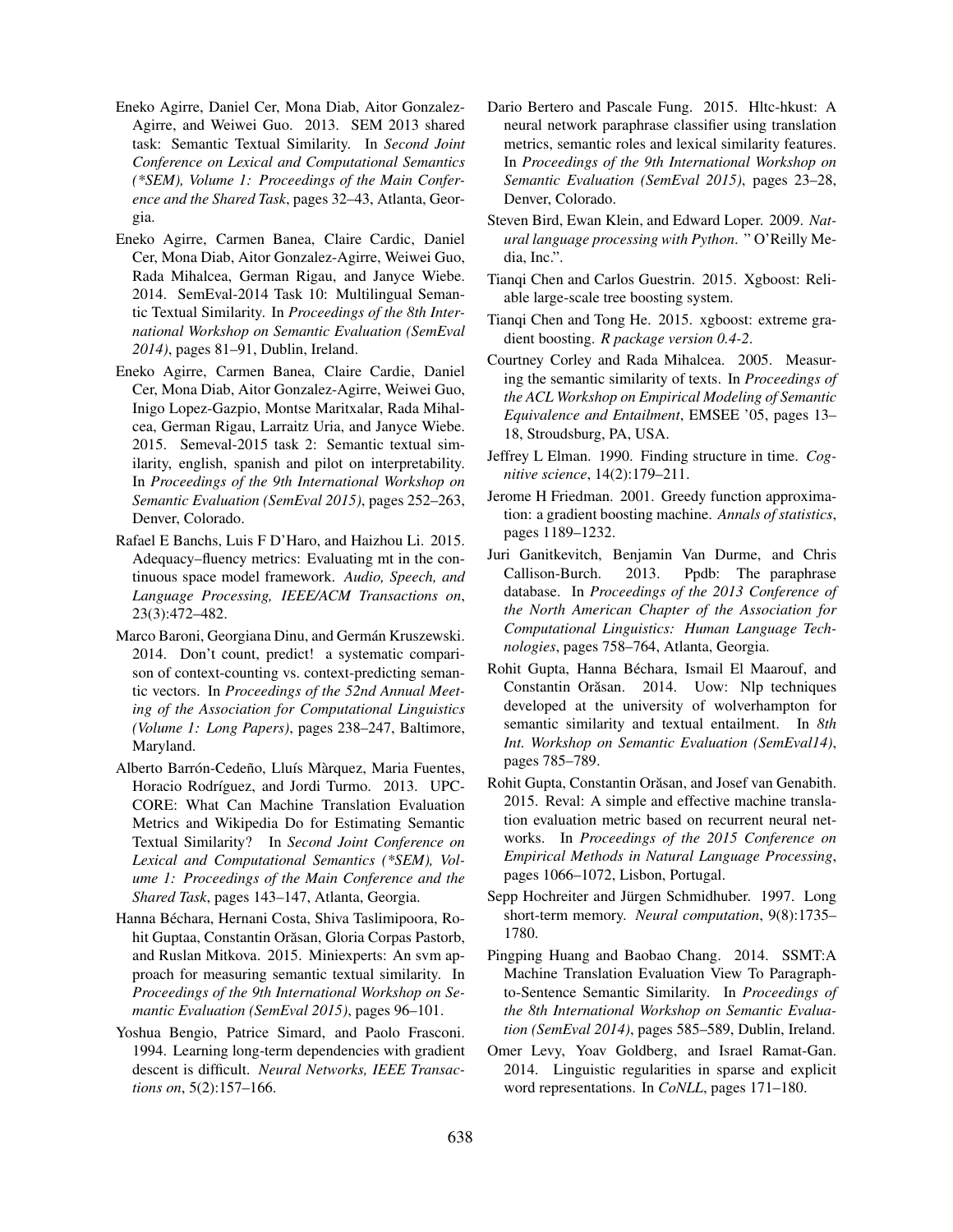Eneko Agirre, Daniel Cer, Mona Diab, Aitor Gonzalez-Agirre, and Weiwei Guo. 2013. SEM 2013 shared task: Semantic Textual Similarity. In *Second Joint Conference on Lexical and Computational Semantics (*SEM), Volume 1: Proceedings of the Main Conference and the Shared Task*, pages 32–43, Atlanta, Georgia.

Eneko Agirre, Carmen Banea, Claire Cardic, Daniel Cer, Mona Diab, Aitor Gonzalez-Agirre, Weiwei Guo, Rada Mihalcea, German Rigau, and Janyce Wiebe. 2014. SemEval-2014 Task 10: Multilingual Semantic Textual Similarity. In *Proceedings of the 8th International Workshop on Semantic Evaluation (SemEval 2014)*, pages 81–91, Dublin, Ireland.

Eneko Agirre, Carmen Banea, Claire Cardie, Daniel Cer, Mona Diab, Aitor Gonzalez-Agirre, Weiwei Guo, Inigo Lopez-Gazpio, Montse Maritxalar, Rada Mihalcea, German Rigau, Larraitz Uria, and Janyce Wiebe. 2015. Semeval-2015 task 2: Semantic textual similarity, english, spanish and pilot on interpretability. In *Proceedings of the 9th International Workshop on Semantic Evaluation (SemEval 2015)*, pages 252–263, Denver, Colorado.

Rafael E Banchs, Luis F D'Haro, and Haizhou Li. 2015. Adequacy–fluency metrics: Evaluating mt in the continuous space model framework. *Audio, Speech, and Language Processing, IEEE/ACM Transactions on*, 23(3):472–482.

Marco Baroni, Georgiana Dinu, and Germán Kruszewski. 2014. Don't count, predict! a systematic comparison of context-counting vs. context-predicting semantic vectors. In *Proceedings of the 52nd Annual Meeting of the Association for Computational Linguistics (Volume 1: Long Papers)*, pages 238–247, Baltimore, Maryland.

Alberto Barrón-Cedeño, Lluís Màrquez, Maria Fuentes, Horacio Rodríguez, and Jordi Turmo. 2013. UPC-CORE: What Can Machine Translation Evaluation Metrics and Wikipedia Do for Estimating Semantic Textual Similarity? In *Second Joint Conference on Lexical and Computational Semantics (*SEM), Volume 1: Proceedings of the Main Conference and the Shared Task*, pages 143–147, Atlanta, Georgia.

Hanna Béchara, Hernani Costa, Shiva Taslimipoora, Rohit Guptaa, Constantin Orăsan, Gloria Corpas Pastorb, and Ruslan Mitkova. 2015. Miniexperts: An svm approach for measuring semantic textual similarity. In *Proceedings of the 9th International Workshop on Semantic Evaluation (SemEval 2015)*, pages 96–101.

Yoshua Bengio, Patrice Simard, and Paolo Frasconi. 1994. Learning long-term dependencies with gradient descent is difficult. *Neural Networks, IEEE Transactions on*, 5(2):157–166.

Dario Bertero and Pascale Fung. 2015. Hltc-hkust: A neural network paraphrase classifier using translation metrics, semantic roles and lexical similarity features. In *Proceedings of the 9th International Workshop on Semantic Evaluation (SemEval 2015)*, pages 23–28, Denver, Colorado.

Steven Bird, Ewan Klein, and Edward Loper. 2009. *Natural language processing with Python*. " O'Reilly Media, Inc.".

Tianqi Chen and Carlos Guestrin. 2015. Xgboost: Reliable large-scale tree boosting system.

Tianqi Chen and Tong He. 2015. xgboost: extreme gradient boosting. *R package version 0.4-2*.

Courtney Corley and Rada Mihalcea. 2005. Measuring the semantic similarity of texts. In *Proceedings of the ACL Workshop on Empirical Modeling of Semantic Equivalence and Entailment*, EMSEE '05, pages 13–18, Stroudsburg, PA, USA.

Jeffrey L Elman. 1990. Finding structure in time. *Cognitive science*, 14(2):179–211.

Jerome H Friedman. 2001. Greedy function approximation: a gradient boosting machine. *Annals of statistics*, pages 1189–1232.

Juri Ganitkevitch, Benjamin Van Durme, and Chris Callison-Burch. 2013. Ppdb: The paraphrase database. In *Proceedings of the 2013 Conference of the North American Chapter of the Association for Computational Linguistics: Human Language Technologies*, pages 758–764, Atlanta, Georgia.

Rohit Gupta, Hanna Béchara, Ismail El Maarouf, and Constantin Orăsan. 2014. Uow: Nlp techniques developed at the university of wolverhampton for semantic similarity and textual entailment. In *8th Int. Workshop on Semantic Evaluation (SemEval14)*, pages 785–789.

Rohit Gupta, Constantin Orăsan, and Josef van Genabith. 2015. Reval: A simple and effective machine translation evaluation metric based on recurrent neural networks. In *Proceedings of the 2015 Conference on Empirical Methods in Natural Language Processing*, pages 1066–1072, Lisbon, Portugal.

Sepp Hochreiter and Jürgen Schmidhuber. 1997. Long short-term memory. *Neural computation*, 9(8):1735–1780.

Pingping Huang and Baobao Chang. 2014. SSMT:A Machine Translation Evaluation View To Paragraph-to-Sentence Semantic Similarity. In *Proceedings of the 8th International Workshop on Semantic Evaluation (SemEval 2014)*, pages 585–589, Dublin, Ireland.

Omer Levy, Yoav Goldberg, and Israel Ramat-Gan. 2014. Linguistic regularities in sparse and explicit word representations. In *CoNLL*, pages 171–180.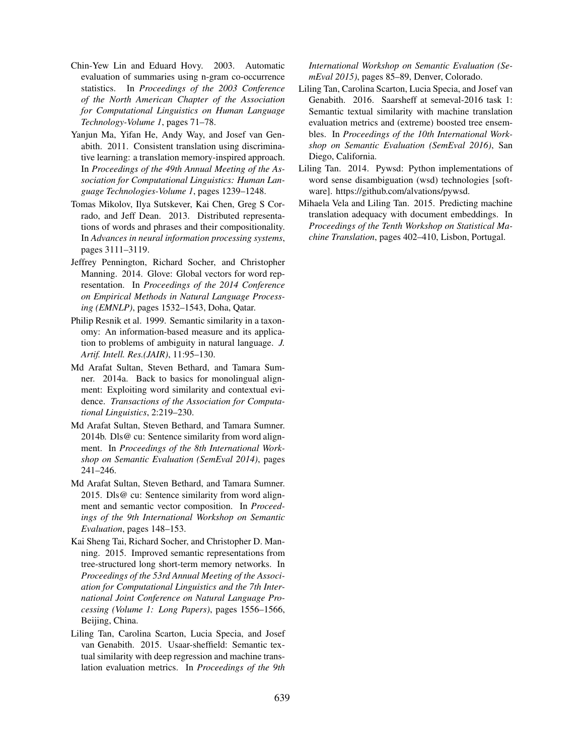Chin-Yew Lin and Eduard Hovy. 2003. Automatic evaluation of summaries using n-gram co-occurrence statistics. In *Proceedings of the 2003 Conference of the North American Chapter of the Association for Computational Linguistics on Human Language Technology-Volume 1*, pages 71–78.

Yanjun Ma, Yifan He, Andy Way, and Josef van Genabith. 2011. Consistent translation using discriminative learning: a translation memory-inspired approach. In *Proceedings of the 49th Annual Meeting of the Association for Computational Linguistics: Human Language Technologies-Volume 1*, pages 1239–1248.

Tomas Mikolov, Ilya Sutskever, Kai Chen, Greg S Corrado, and Jeff Dean. 2013. Distributed representations of words and phrases and their compositionality. In *Advances in neural information processing systems*, pages 3111–3119.

Jeffrey Pennington, Richard Socher, and Christopher Manning. 2014. Glove: Global vectors for word representation. In *Proceedings of the 2014 Conference on Empirical Methods in Natural Language Processing (EMNLP)*, pages 1532–1543, Doha, Qatar.

Philip Resnik et al. 1999. Semantic similarity in a taxonomy: An information-based measure and its application to problems of ambiguity in natural language. *J. Artif. Intell. Res.(JAIR)*, 11:95–130.

Md Arafat Sultan, Steven Bethard, and Tamara Sumner. 2014a. Back to basics for monolingual alignment: Exploiting word similarity and contextual evidence. *Transactions of the Association for Computational Linguistics*, 2:219–230.

Md Arafat Sultan, Steven Bethard, and Tamara Sumner. 2014b. Dls@ cu: Sentence similarity from word alignment. In *Proceedings of the 8th International Workshop on Semantic Evaluation (SemEval 2014)*, pages 241–246.

Md Arafat Sultan, Steven Bethard, and Tamara Sumner. 2015. Dls@ cu: Sentence similarity from word alignment and semantic vector composition. In *Proceedings of the 9th International Workshop on Semantic Evaluation*, pages 148–153.

Kai Sheng Tai, Richard Socher, and Christopher D. Manning. 2015. Improved semantic representations from tree-structured long short-term memory networks. In *Proceedings of the 53rd Annual Meeting of the Association for Computational Linguistics and the 7th International Joint Conference on Natural Language Processing (Volume 1: Long Papers)*, pages 1556–1566, Beijing, China.

Liling Tan, Carolina Scarton, Lucia Specia, and Josef van Genabith. 2015. Usaar-sheffield: Semantic textual similarity with deep regression and machine translation evaluation metrics. In *Proceedings of the 9th International Workshop on Semantic Evaluation (SemEval 2015)*, pages 85–89, Denver, Colorado.

Liling Tan, Carolina Scarton, Lucia Specia, and Josef van Genabith. 2016. Saarsheff at semeval-2016 task 1: Semantic textual similarity with machine translation evaluation metrics and (extreme) boosted tree ensembles. In *Proceedings of the 10th International Workshop on Semantic Evaluation (SemEval 2016)*, San Diego, California.

Liling Tan. 2014. Pywsd: Python implementations of word sense disambiguation (wsd) technologies [software]. https://github.com/alvations/pywsd.

Mihaela Vela and Liling Tan. 2015. Predicting machine translation adequacy with document embeddings. In *Proceedings of the Tenth Workshop on Statistical Machine Translation*, pages 402–410, Lisbon, Portugal.